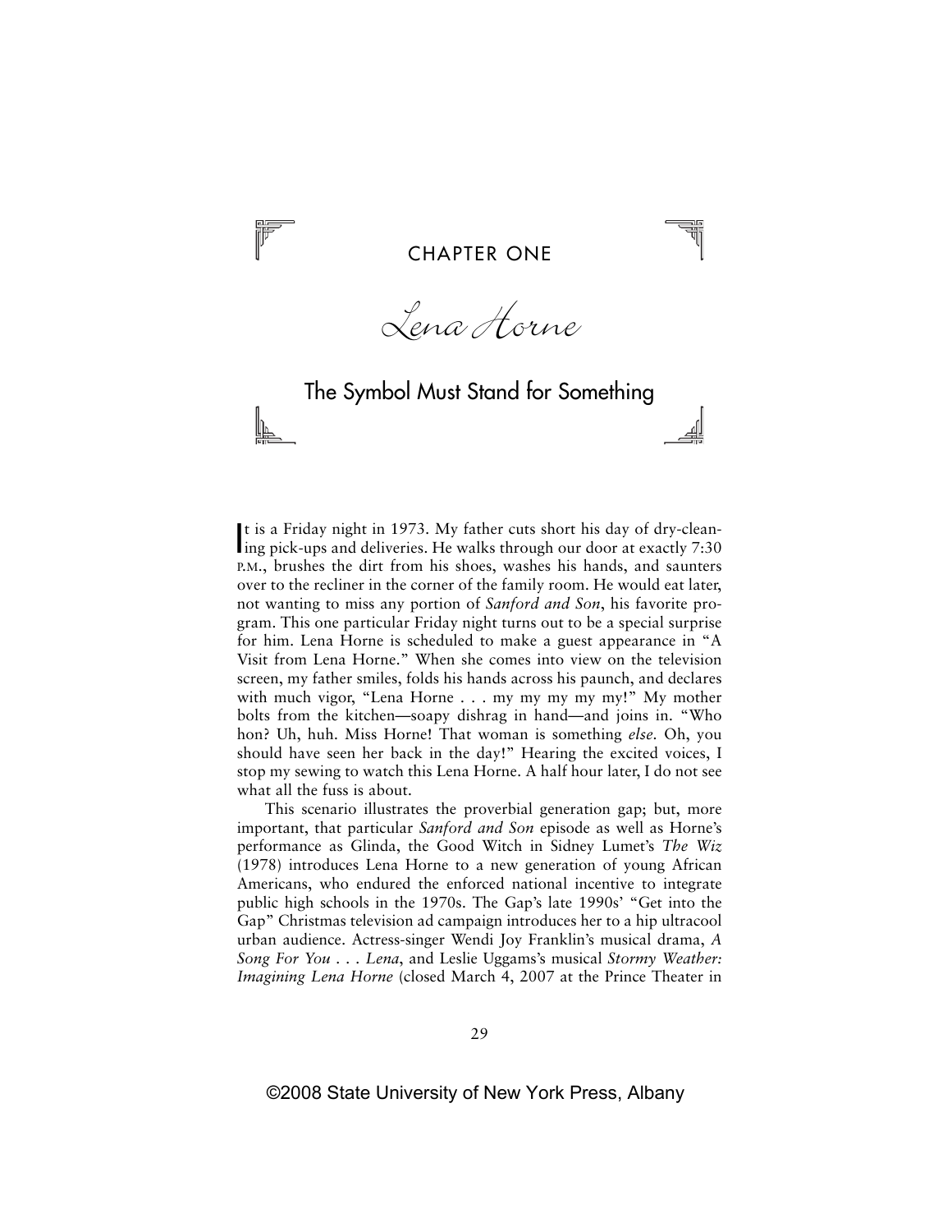# CHAPTER ONE

# Lena Horne

## The Symbol Must Stand for Something

It is a Friday night in 1973. My father cuts short his day of dry-cleaning pick-ups and deliveries. He walks through our door at exactly 7:30 P.M., brushes the dirt from his shoes, washes his hands, and saunters over to the recliner in the corner of the family room. He would eat later, not wanting to miss any portion of *Sanford and Son*, his favorite program. This one particular Friday night turns out to be a special surprise for him. Lena Horne is scheduled to make a guest appearance in "A Visit from Lena Horne." When she comes into view on the television screen, my father smiles, folds his hands across his paunch, and declares with much vigor, "Lena Horne . . . my my my my my!" My mother bolts from the kitchen—soapy dishrag in hand—and joins in. "Who hon? Uh, huh. Miss Horne! That woman is something *else*. Oh, you should have seen her back in the day!" Hearing the excited voices, I stop my sewing to watch this Lena Horne. A half hour later, I do not see what all the fuss is about.

This scenario illustrates the proverbial generation gap; but, more important, that particular *Sanford and Son* episode as well as Horne's performance as Glinda, the Good Witch in Sidney Lumet's *The Wiz* (1978) introduces Lena Horne to a new generation of young African Americans, who endured the enforced national incentive to integrate public high schools in the 1970s. The Gap's late 1990s' "Get into the Gap" Christmas television ad campaign introduces her to a hip ultracool urban audience. Actress-singer Wendi Joy Franklin's musical drama, *A Song For You . . . Lena*, and Leslie Uggams's musical *Stormy Weather: Imagining Lena Horne* (closed March 4, 2007 at the Prince Theater in

©2008 State University of New York Press, Albany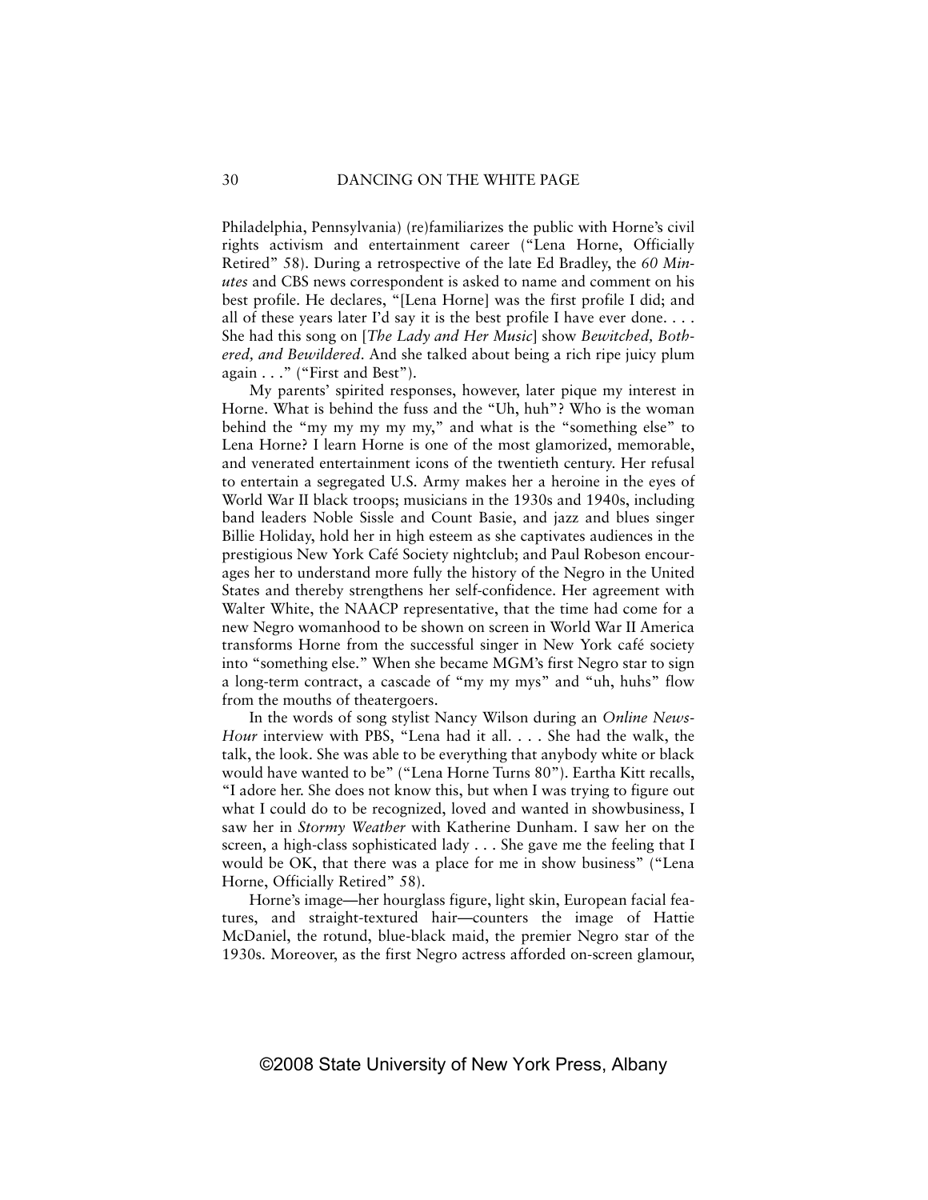Philadelphia, Pennsylvania) (re)familiarizes the public with Horne's civil rights activism and entertainment career ("Lena Horne, Officially Retired" 58). During a retrospective of the late Ed Bradley, the *60 Minutes* and CBS news correspondent is asked to name and comment on his best profile. He declares, "[Lena Horne] was the first profile I did; and all of these years later I'd say it is the best profile I have ever done. . . . She had this song on [*The Lady and Her Music*] show *Bewitched, Bothered, and Bewildered*. And she talked about being a rich ripe juicy plum again . . ." ("First and Best").

My parents' spirited responses, however, later pique my interest in Horne. What is behind the fuss and the "Uh, huh"? Who is the woman behind the "my my my my my," and what is the "something else" to Lena Horne? I learn Horne is one of the most glamorized, memorable, and venerated entertainment icons of the twentieth century. Her refusal to entertain a segregated U.S. Army makes her a heroine in the eyes of World War II black troops; musicians in the 1930s and 1940s, including band leaders Noble Sissle and Count Basie, and jazz and blues singer Billie Holiday, hold her in high esteem as she captivates audiences in the prestigious New York Café Society nightclub; and Paul Robeson encourages her to understand more fully the history of the Negro in the United States and thereby strengthens her self-confidence. Her agreement with Walter White, the NAACP representative, that the time had come for a new Negro womanhood to be shown on screen in World War II America transforms Horne from the successful singer in New York café society into "something else." When she became MGM's first Negro star to sign a long-term contract, a cascade of "my my mys" and "uh, huhs" flow from the mouths of theatergoers.

In the words of song stylist Nancy Wilson during an *Online NewsHour* interview with PBS, "Lena had it all. . . . She had the walk, the talk, the look. She was able to be everything that anybody white or black would have wanted to be" ("Lena Horne Turns 80"). Eartha Kitt recalls, "I adore her. She does not know this, but when I was trying to figure out what I could do to be recognized, loved and wanted in showbusiness, I saw her in *Stormy Weather* with Katherine Dunham. I saw her on the screen, a high-class sophisticated lady . . . She gave me the feeling that I would be OK, that there was a place for me in show business" ("Lena Horne, Officially Retired" 58).

Horne's image—her hourglass figure, light skin, European facial features, and straight-textured hair—counters the image of Hattie McDaniel, the rotund, blue-black maid, the premier Negro star of the 1930s. Moreover, as the first Negro actress afforded on-screen glamour,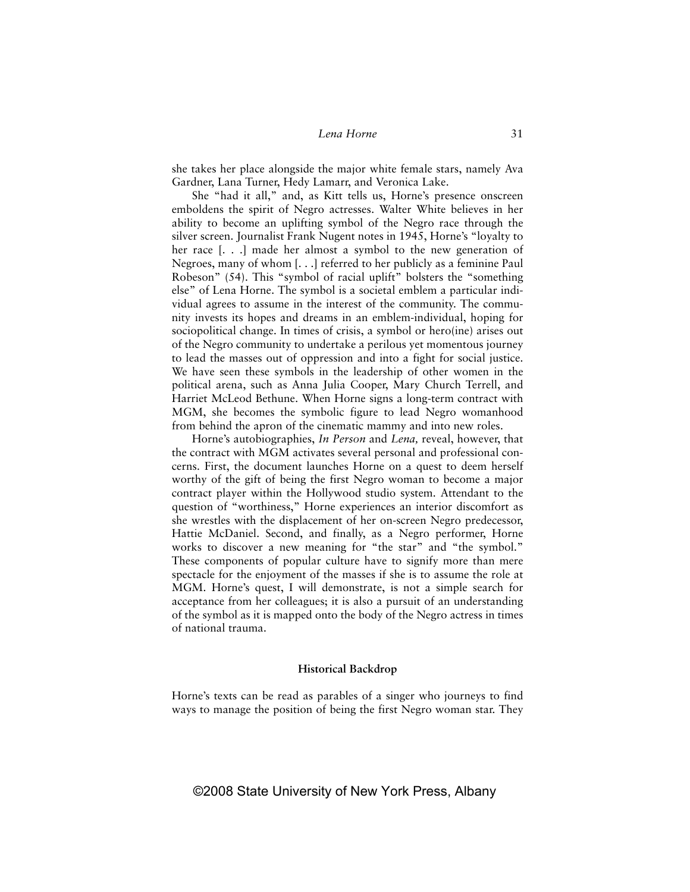she takes her place alongside the major white female stars, namely Ava Gardner, Lana Turner, Hedy Lamarr, and Veronica Lake.

She "had it all," and, as Kitt tells us, Horne's presence onscreen emboldens the spirit of Negro actresses. Walter White believes in her ability to become an uplifting symbol of the Negro race through the silver screen. Journalist Frank Nugent notes in 1945, Horne's "loyalty to her race [. . .] made her almost a symbol to the new generation of Negroes, many of whom [. . .] referred to her publicly as a feminine Paul Robeson" (54). This "symbol of racial uplift" bolsters the "something else" of Lena Horne. The symbol is a societal emblem a particular individual agrees to assume in the interest of the community. The community invests its hopes and dreams in an emblem-individual, hoping for sociopolitical change. In times of crisis, a symbol or hero(ine) arises out of the Negro community to undertake a perilous yet momentous journey to lead the masses out of oppression and into a fight for social justice. We have seen these symbols in the leadership of other women in the political arena, such as Anna Julia Cooper, Mary Church Terrell, and Harriet McLeod Bethune. When Horne signs a long-term contract with MGM, she becomes the symbolic figure to lead Negro womanhood from behind the apron of the cinematic mammy and into new roles.

Horne's autobiographies, *In Person* and *Lena,* reveal, however, that the contract with MGM activates several personal and professional concerns. First, the document launches Horne on a quest to deem herself worthy of the gift of being the first Negro woman to become a major contract player within the Hollywood studio system. Attendant to the question of "worthiness," Horne experiences an interior discomfort as she wrestles with the displacement of her on-screen Negro predecessor, Hattie McDaniel. Second, and finally, as a Negro performer, Horne works to discover a new meaning for "the star" and "the symbol." These components of popular culture have to signify more than mere spectacle for the enjoyment of the masses if she is to assume the role at MGM. Horne's quest, I will demonstrate, is not a simple search for acceptance from her colleagues; it is also a pursuit of an understanding of the symbol as it is mapped onto the body of the Negro actress in times of national trauma.

### Historical Backdrop

Horne's texts can be read as parables of a singer who journeys to find ways to manage the position of being the first Negro woman star. They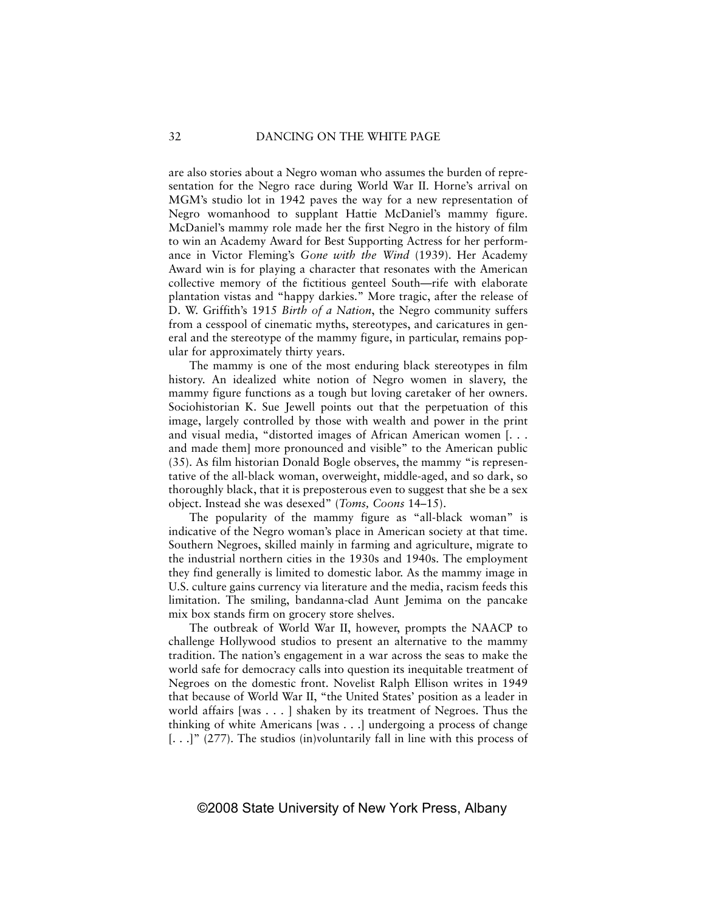are also stories about a Negro woman who assumes the burden of representation for the Negro race during World War II. Horne's arrival on MGM's studio lot in 1942 paves the way for a new representation of Negro womanhood to supplant Hattie McDaniel's mammy figure. McDaniel's mammy role made her the first Negro in the history of film to win an Academy Award for Best Supporting Actress for her performance in Victor Fleming's *Gone with the Wind* (1939). Her Academy Award win is for playing a character that resonates with the American collective memory of the fictitious genteel South—rife with elaborate plantation vistas and "happy darkies." More tragic, after the release of D. W. Griffith's 1915 *Birth of a Nation*, the Negro community suffers from a cesspool of cinematic myths, stereotypes, and caricatures in general and the stereotype of the mammy figure, in particular, remains popular for approximately thirty years.

The mammy is one of the most enduring black stereotypes in film history. An idealized white notion of Negro women in slavery, the mammy figure functions as a tough but loving caretaker of her owners. Sociohistorian K. Sue Jewell points out that the perpetuation of this image, largely controlled by those with wealth and power in the print and visual media, "distorted images of African American women [. . . and made them] more pronounced and visible" to the American public (35). As film historian Donald Bogle observes, the mammy "is representative of the all-black woman, overweight, middle-aged, and so dark, so thoroughly black, that it is preposterous even to suggest that she be a sex object. Instead she was desexed" (*Toms, Coons* 14–15).

The popularity of the mammy figure as "all-black woman" is indicative of the Negro woman's place in American society at that time. Southern Negroes, skilled mainly in farming and agriculture, migrate to the industrial northern cities in the 1930s and 1940s. The employment they find generally is limited to domestic labor. As the mammy image in U.S. culture gains currency via literature and the media, racism feeds this limitation. The smiling, bandanna-clad Aunt Jemima on the pancake mix box stands firm on grocery store shelves.

The outbreak of World War II, however, prompts the NAACP to challenge Hollywood studios to present an alternative to the mammy tradition. The nation's engagement in a war across the seas to make the world safe for democracy calls into question its inequitable treatment of Negroes on the domestic front. Novelist Ralph Ellison writes in 1949 that because of World War II, "the United States' position as a leader in world affairs [was . . . ] shaken by its treatment of Negroes. Thus the thinking of white Americans [was . . .] undergoing a process of change [. . .]" (277). The studios (in)voluntarily fall in line with this process of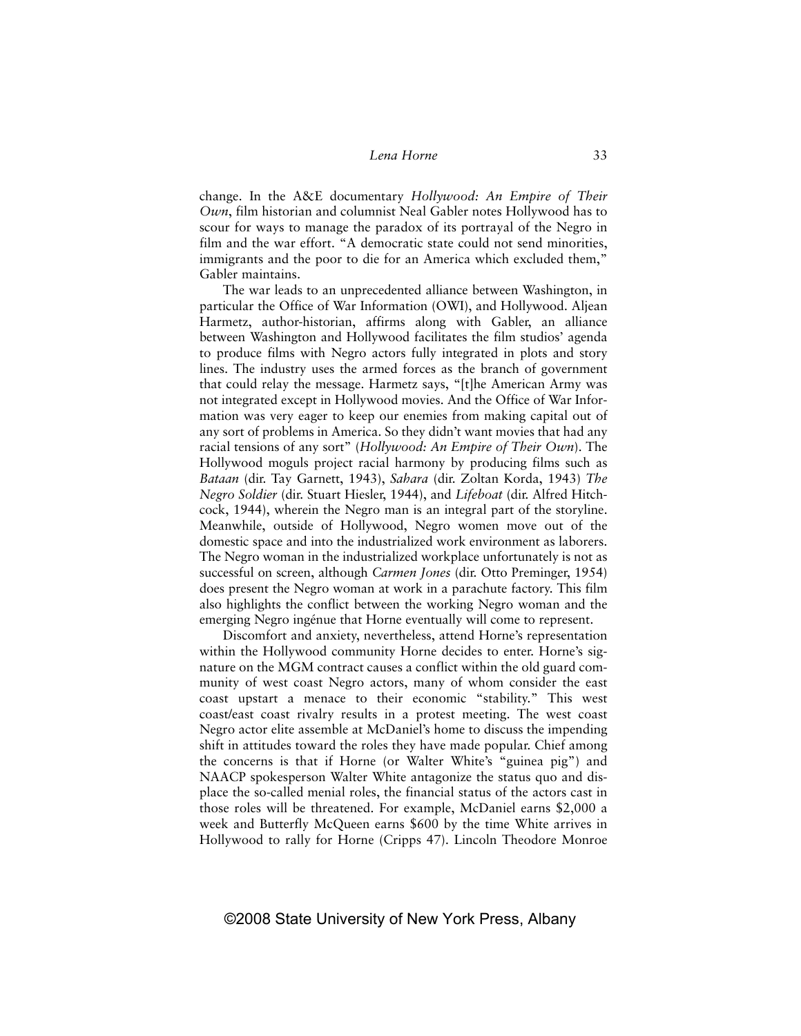change. In the A&E documentary *Hollywood: An Empire of Their Own*, film historian and columnist Neal Gabler notes Hollywood has to scour for ways to manage the paradox of its portrayal of the Negro in film and the war effort. "A democratic state could not send minorities, immigrants and the poor to die for an America which excluded them," Gabler maintains.

The war leads to an unprecedented alliance between Washington, in particular the Office of War Information (OWI), and Hollywood. Aljean Harmetz, author-historian, affirms along with Gabler, an alliance between Washington and Hollywood facilitates the film studios' agenda to produce films with Negro actors fully integrated in plots and story lines. The industry uses the armed forces as the branch of government that could relay the message. Harmetz says, "[t]he American Army was not integrated except in Hollywood movies. And the Office of War Information was very eager to keep our enemies from making capital out of any sort of problems in America. So they didn't want movies that had any racial tensions of any sort" (*Hollywood: An Empire of Their Own*). The Hollywood moguls project racial harmony by producing films such as *Bataan* (dir. Tay Garnett, 1943), *Sahara* (dir. Zoltan Korda, 1943) *The Negro Soldier* (dir. Stuart Hiesler, 1944), and *Lifeboat* (dir. Alfred Hitchcock, 1944), wherein the Negro man is an integral part of the storyline. Meanwhile, outside of Hollywood, Negro women move out of the domestic space and into the industrialized work environment as laborers. The Negro woman in the industrialized workplace unfortunately is not as successful on screen, although *Carmen Jones* (dir. Otto Preminger, 1954) does present the Negro woman at work in a parachute factory. This film also highlights the conflict between the working Negro woman and the emerging Negro ingénue that Horne eventually will come to represent.

Discomfort and anxiety, nevertheless, attend Horne's representation within the Hollywood community Horne decides to enter. Horne's signature on the MGM contract causes a conflict within the old guard community of west coast Negro actors, many of whom consider the east coast upstart a menace to their economic "stability." This west coast/east coast rivalry results in a protest meeting. The west coast Negro actor elite assemble at McDaniel's home to discuss the impending shift in attitudes toward the roles they have made popular. Chief among the concerns is that if Horne (or Walter White's "guinea pig") and NAACP spokesperson Walter White antagonize the status quo and displace the so-called menial roles, the financial status of the actors cast in those roles will be threatened. For example, McDaniel earns $2,000 a week and Butterfly McQueen earns $600 by the time White arrives in Hollywood to rally for Horne (Cripps 47). Lincoln Theodore Monroe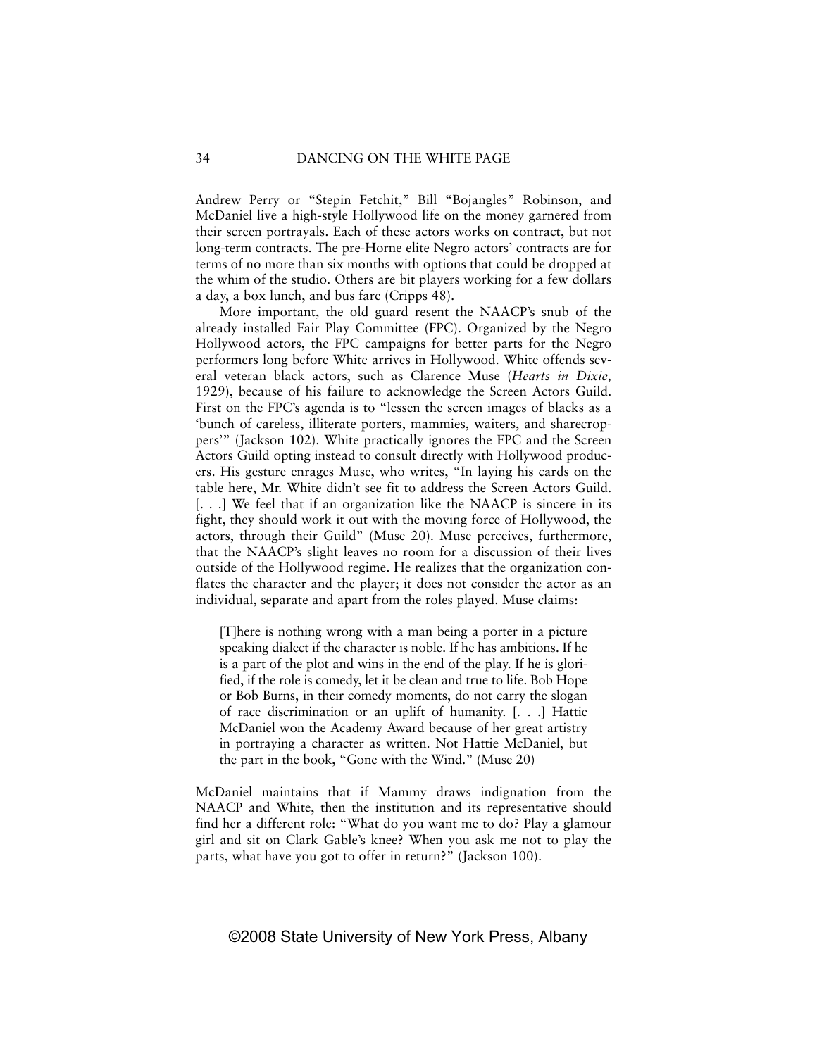Andrew Perry or "Stepin Fetchit," Bill "Bojangles" Robinson, and McDaniel live a high-style Hollywood life on the money garnered from their screen portrayals. Each of these actors works on contract, but not long-term contracts. The pre-Horne elite Negro actors' contracts are for terms of no more than six months with options that could be dropped at the whim of the studio. Others are bit players working for a few dollars a day, a box lunch, and bus fare (Cripps 48).

More important, the old guard resent the NAACP's snub of the already installed Fair Play Committee (FPC). Organized by the Negro Hollywood actors, the FPC campaigns for better parts for the Negro performers long before White arrives in Hollywood. White offends several veteran black actors, such as Clarence Muse (*Hearts in Dixie,* 1929), because of his failure to acknowledge the Screen Actors Guild. First on the FPC's agenda is to "lessen the screen images of blacks as a 'bunch of careless, illiterate porters, mammies, waiters, and sharecroppers'" (Jackson 102). White practically ignores the FPC and the Screen Actors Guild opting instead to consult directly with Hollywood producers. His gesture enrages Muse, who writes, "In laying his cards on the table here, Mr. White didn't see fit to address the Screen Actors Guild. [. . .] We feel that if an organization like the NAACP is sincere in its fight, they should work it out with the moving force of Hollywood, the actors, through their Guild" (Muse 20). Muse perceives, furthermore, that the NAACP's slight leaves no room for a discussion of their lives outside of the Hollywood regime. He realizes that the organization conflates the character and the player; it does not consider the actor as an individual, separate and apart from the roles played. Muse claims:

> [T]here is nothing wrong with a man being a porter in a picture speaking dialect if the character is noble. If he has ambitions. If he is a part of the plot and wins in the end of the play. If he is glorified, if the role is comedy, let it be clean and true to life. Bob Hope or Bob Burns, in their comedy moments, do not carry the slogan of race discrimination or an uplift of humanity. [. . .] Hattie McDaniel won the Academy Award because of her great artistry in portraying a character as written. Not Hattie McDaniel, but the part in the book, "Gone with the Wind." (Muse 20)

McDaniel maintains that if Mammy draws indignation from the NAACP and White, then the institution and its representative should find her a different role: "What do you want me to do? Play a glamour girl and sit on Clark Gable's knee? When you ask me not to play the parts, what have you got to offer in return?" (Jackson 100).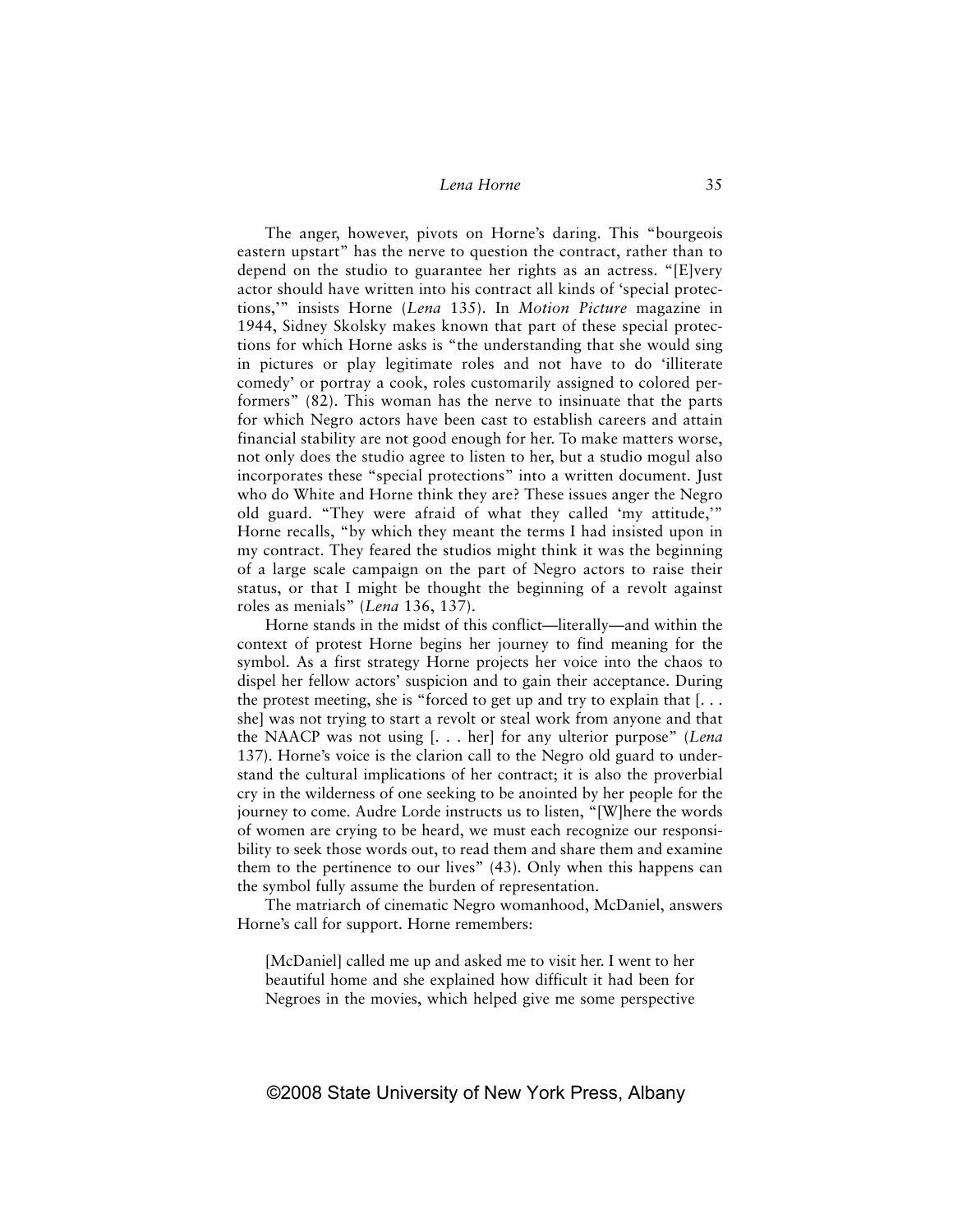The anger, however, pivots on Horne's daring. This "bourgeois eastern upstart" has the nerve to question the contract, rather than to depend on the studio to guarantee her rights as an actress. "[E]very actor should have written into his contract all kinds of 'special protections,'" insists Horne (*Lena* 135). In *Motion Picture* magazine in 1944, Sidney Skolsky makes known that part of these special protections for which Horne asks is "the understanding that she would sing in pictures or play legitimate roles and not have to do 'illiterate comedy' or portray a cook, roles customarily assigned to colored performers" (82). This woman has the nerve to insinuate that the parts for which Negro actors have been cast to establish careers and attain financial stability are not good enough for her. To make matters worse, not only does the studio agree to listen to her, but a studio mogul also incorporates these "special protections" into a written document. Just who do White and Horne think they are? These issues anger the Negro old guard. "They were afraid of what they called 'my attitude,'" Horne recalls, "by which they meant the terms I had insisted upon in my contract. They feared the studios might think it was the beginning of a large scale campaign on the part of Negro actors to raise their status, or that I might be thought the beginning of a revolt against roles as menials" (*Lena* 136, 137).

Horne stands in the midst of this conflict—literally—and within the context of protest Horne begins her journey to find meaning for the symbol. As a first strategy Horne projects her voice into the chaos to dispel her fellow actors' suspicion and to gain their acceptance. During the protest meeting, she is "forced to get up and try to explain that [. . . she] was not trying to start a revolt or steal work from anyone and that the NAACP was not using [. . . her] for any ulterior purpose" (*Lena* 137). Horne's voice is the clarion call to the Negro old guard to understand the cultural implications of her contract; it is also the proverbial cry in the wilderness of one seeking to be anointed by her people for the journey to come. Audre Lorde instructs us to listen, "[W]here the words of women are crying to be heard, we must each recognize our responsibility to seek those words out, to read them and share them and examine them to the pertinence to our lives" (43). Only when this happens can the symbol fully assume the burden of representation.

The matriarch of cinematic Negro womanhood, McDaniel, answers Horne's call for support. Horne remembers:

> [McDaniel] called me up and asked me to visit her. I went to her beautiful home and she explained how difficult it had been for Negroes in the movies, which helped give me some perspective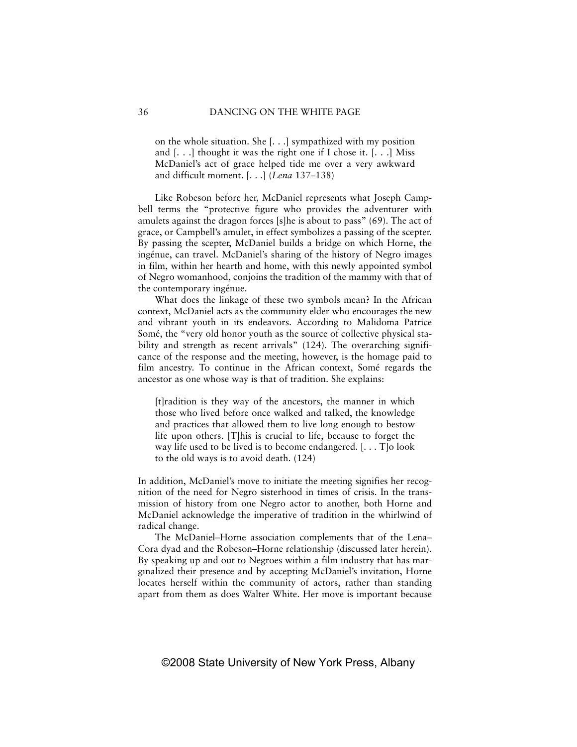> on the whole situation. She [. . .] sympathized with my position and [. . .] thought it was the right one if I chose it. [. . .] Miss McDaniel's act of grace helped tide me over a very awkward and difficult moment. [. . .] (*Lena* 137–138)

Like Robeson before her, McDaniel represents what Joseph Campbell terms the "protective figure who provides the adventurer with amulets against the dragon forces [s]he is about to pass" (69). The act of grace, or Campbell's amulet, in effect symbolizes a passing of the scepter. By passing the scepter, McDaniel builds a bridge on which Horne, the ingénue, can travel. McDaniel's sharing of the history of Negro images in film, within her hearth and home, with this newly appointed symbol of Negro womanhood, conjoins the tradition of the mammy with that of the contemporary ingénue.

What does the linkage of these two symbols mean? In the African context, McDaniel acts as the community elder who encourages the new and vibrant youth in its endeavors. According to Malidoma Patrice Somé, the "very old honor youth as the source of collective physical stability and strength as recent arrivals" (124). The overarching significance of the response and the meeting, however, is the homage paid to film ancestry. To continue in the African context, Somé regards the ancestor as one whose way is that of tradition. She explains:

> [t]radition is they way of the ancestors, the manner in which those who lived before once walked and talked, the knowledge and practices that allowed them to live long enough to bestow life upon others. [T]his is crucial to life, because to forget the way life used to be lived is to become endangered. [. . . T]o look to the old ways is to avoid death. (124)

In addition, McDaniel's move to initiate the meeting signifies her recognition of the need for Negro sisterhood in times of crisis. In the transmission of history from one Negro actor to another, both Horne and McDaniel acknowledge the imperative of tradition in the whirlwind of radical change.

The McDaniel–Horne association complements that of the Lena–Cora dyad and the Robeson–Horne relationship (discussed later herein). By speaking up and out to Negroes within a film industry that has marginalized their presence and by accepting McDaniel's invitation, Horne locates herself within the community of actors, rather than standing apart from them as does Walter White. Her move is important because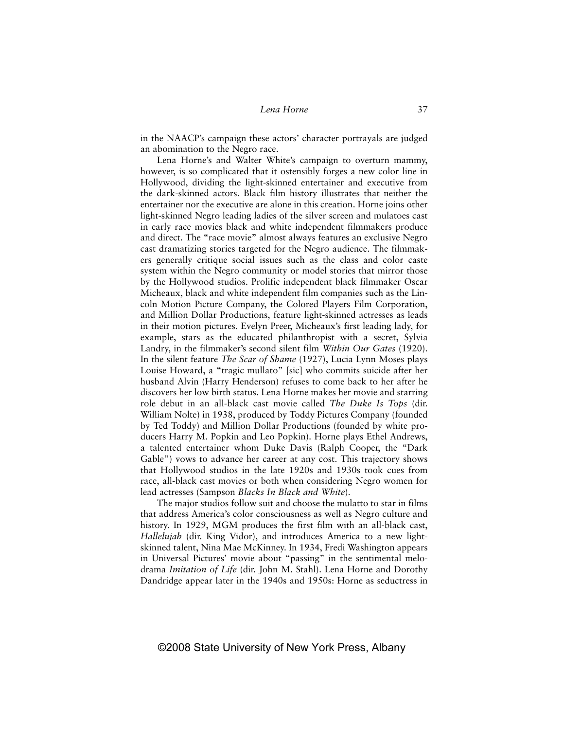in the NAACP's campaign these actors' character portrayals are judged an abomination to the Negro race.

Lena Horne's and Walter White's campaign to overturn mammy, however, is so complicated that it ostensibly forges a new color line in Hollywood, dividing the light-skinned entertainer and executive from the dark-skinned actors. Black film history illustrates that neither the entertainer nor the executive are alone in this creation. Horne joins other light-skinned Negro leading ladies of the silver screen and mulatoes cast in early race movies black and white independent filmmakers produce and direct. The "race movie" almost always features an exclusive Negro cast dramatizing stories targeted for the Negro audience. The filmmakers generally critique social issues such as the class and color caste system within the Negro community or model stories that mirror those by the Hollywood studios. Prolific independent black filmmaker Oscar Micheaux, black and white independent film companies such as the Lincoln Motion Picture Company, the Colored Players Film Corporation, and Million Dollar Productions, feature light-skinned actresses as leads in their motion pictures. Evelyn Preer, Micheaux's first leading lady, for example, stars as the educated philanthropist with a secret, Sylvia Landry, in the filmmaker's second silent film *Within Our Gates* (1920). In the silent feature *The Scar of Shame* (1927), Lucia Lynn Moses plays Louise Howard, a "tragic mullato" [sic] who commits suicide after her husband Alvin (Harry Henderson) refuses to come back to her after he discovers her low birth status. Lena Horne makes her movie and starring role debut in an all-black cast movie called *The Duke Is Tops* (dir. William Nolte) in 1938, produced by Toddy Pictures Company (founded by Ted Toddy) and Million Dollar Productions (founded by white producers Harry M. Popkin and Leo Popkin). Horne plays Ethel Andrews, a talented entertainer whom Duke Davis (Ralph Cooper, the "Dark Gable") vows to advance her career at any cost. This trajectory shows that Hollywood studios in the late 1920s and 1930s took cues from race, all-black cast movies or both when considering Negro women for lead actresses (Sampson *Blacks In Black and White*).

The major studios follow suit and choose the mulatto to star in films that address America's color consciousness as well as Negro culture and history. In 1929, MGM produces the first film with an all-black cast, *Hallelujah* (dir. King Vidor), and introduces America to a new light-skinned talent, Nina Mae McKinney. In 1934, Fredi Washington appears in Universal Pictures' movie about "passing" in the sentimental melodrama *Imitation of Life* (dir. John M. Stahl). Lena Horne and Dorothy Dandridge appear later in the 1940s and 1950s: Horne as seductress in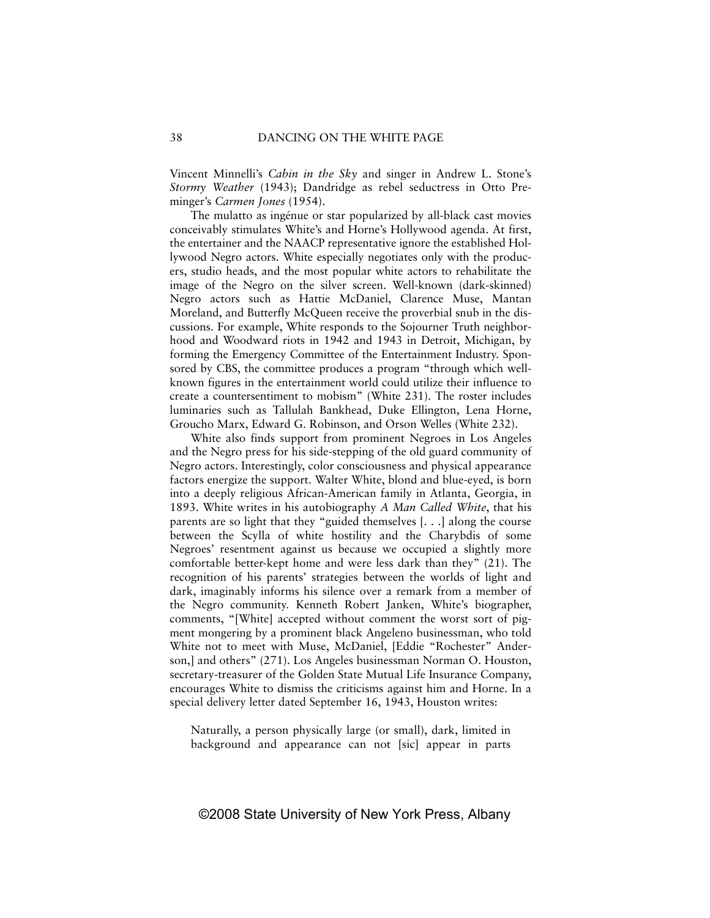Vincent Minnelli's *Cabin in the Sky* and singer in Andrew L. Stone's *Stormy Weather* (1943); Dandridge as rebel seductress in Otto Preminger's *Carmen Jones* (1954).

The mulatto as ingénue or star popularized by all-black cast movies conceivably stimulates White's and Horne's Hollywood agenda. At first, the entertainer and the NAACP representative ignore the established Hollywood Negro actors. White especially negotiates only with the producers, studio heads, and the most popular white actors to rehabilitate the image of the Negro on the silver screen. Well-known (dark-skinned) Negro actors such as Hattie McDaniel, Clarence Muse, Mantan Moreland, and Butterfly McQueen receive the proverbial snub in the discussions. For example, White responds to the Sojourner Truth neighborhood and Woodward riots in 1942 and 1943 in Detroit, Michigan, by forming the Emergency Committee of the Entertainment Industry. Sponsored by CBS, the committee produces a program "through which well-known figures in the entertainment world could utilize their influence to create a countersentiment to mobism" (White 231). The roster includes luminaries such as Tallulah Bankhead, Duke Ellington, Lena Horne, Groucho Marx, Edward G. Robinson, and Orson Welles (White 232).

White also finds support from prominent Negroes in Los Angeles and the Negro press for his side-stepping of the old guard community of Negro actors. Interestingly, color consciousness and physical appearance factors energize the support. Walter White, blond and blue-eyed, is born into a deeply religious African-American family in Atlanta, Georgia, in 1893. White writes in his autobiography *A Man Called White*, that his parents are so light that they "guided themselves [. . .] along the course between the Scylla of white hostility and the Charybdis of some Negroes' resentment against us because we occupied a slightly more comfortable better-kept home and were less dark than they" (21). The recognition of his parents' strategies between the worlds of light and dark, imaginably informs his silence over a remark from a member of the Negro community. Kenneth Robert Janken, White's biographer, comments, "[White] accepted without comment the worst sort of pigment mongering by a prominent black Angeleno businessman, who told White not to meet with Muse, McDaniel, [Eddie "Rochester" Anderson,] and others" (271). Los Angeles businessman Norman O. Houston, secretary-treasurer of the Golden State Mutual Life Insurance Company, encourages White to dismiss the criticisms against him and Horne. In a special delivery letter dated September 16, 1943, Houston writes:

> Naturally, a person physically large (or small), dark, limited in background and appearance can not [sic] appear in parts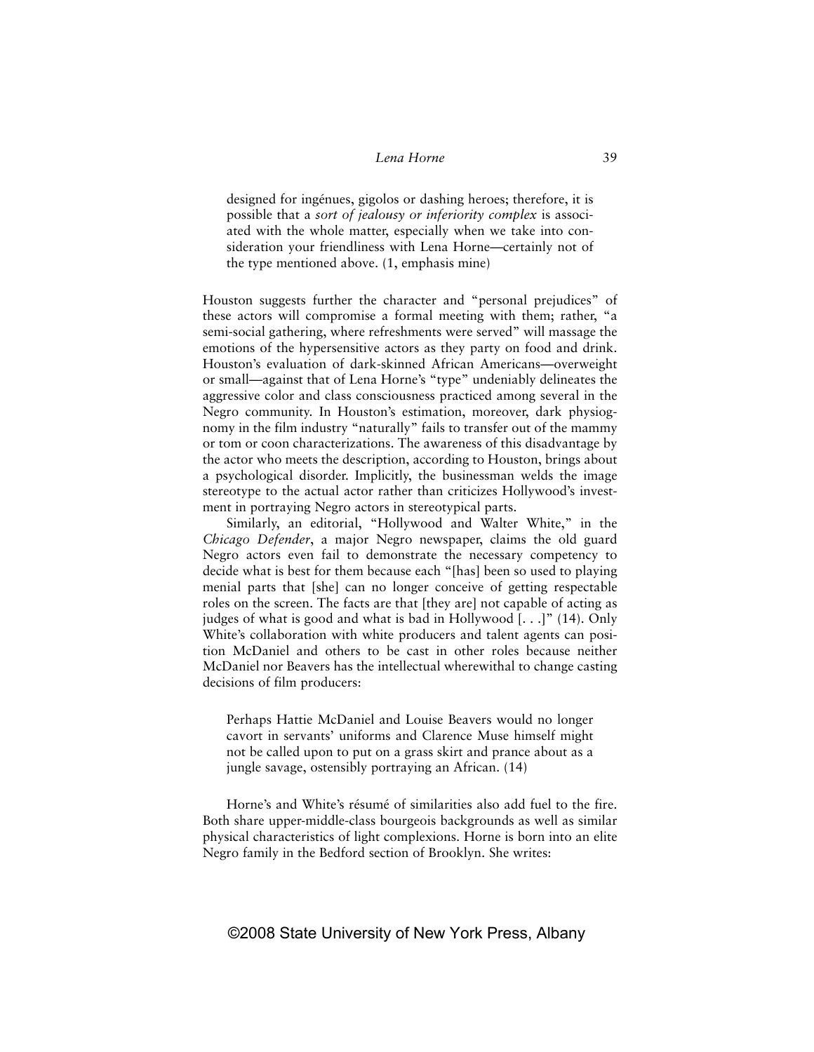designed for ingénues, gigolos or dashing heroes; therefore, it is possible that a *sort of jealousy or inferiority complex* is associated with the whole matter, especially when we take into consideration your friendliness with Lena Horne—certainly not of the type mentioned above. (1, emphasis mine)

Houston suggests further the character and "personal prejudices" of these actors will compromise a formal meeting with them; rather, "a semi-social gathering, where refreshments were served" will massage the emotions of the hypersensitive actors as they party on food and drink. Houston's evaluation of dark-skinned African Americans—overweight or small—against that of Lena Horne's "type" undeniably delineates the aggressive color and class consciousness practiced among several in the Negro community. In Houston's estimation, moreover, dark physiognomy in the film industry "naturally" fails to transfer out of the mammy or tom or coon characterizations. The awareness of this disadvantage by the actor who meets the description, according to Houston, brings about a psychological disorder. Implicitly, the businessman welds the image stereotype to the actual actor rather than criticizes Hollywood's investment in portraying Negro actors in stereotypical parts.

Similarly, an editorial, "Hollywood and Walter White," in the *Chicago Defender*, a major Negro newspaper, claims the old guard Negro actors even fail to demonstrate the necessary competency to decide what is best for them because each "[has] been so used to playing menial parts that [she] can no longer conceive of getting respectable roles on the screen. The facts are that [they are] not capable of acting as judges of what is good and what is bad in Hollywood [. . .]" (14). Only White's collaboration with white producers and talent agents can position McDaniel and others to be cast in other roles because neither McDaniel nor Beavers has the intellectual wherewithal to change casting decisions of film producers:

> Perhaps Hattie McDaniel and Louise Beavers would no longer cavort in servants' uniforms and Clarence Muse himself might not be called upon to put on a grass skirt and prance about as a jungle savage, ostensibly portraying an African. (14)

Horne's and White's résumé of similarities also add fuel to the fire. Both share upper-middle-class bourgeois backgrounds as well as similar physical characteristics of light complexions. Horne is born into an elite Negro family in the Bedford section of Brooklyn. She writes: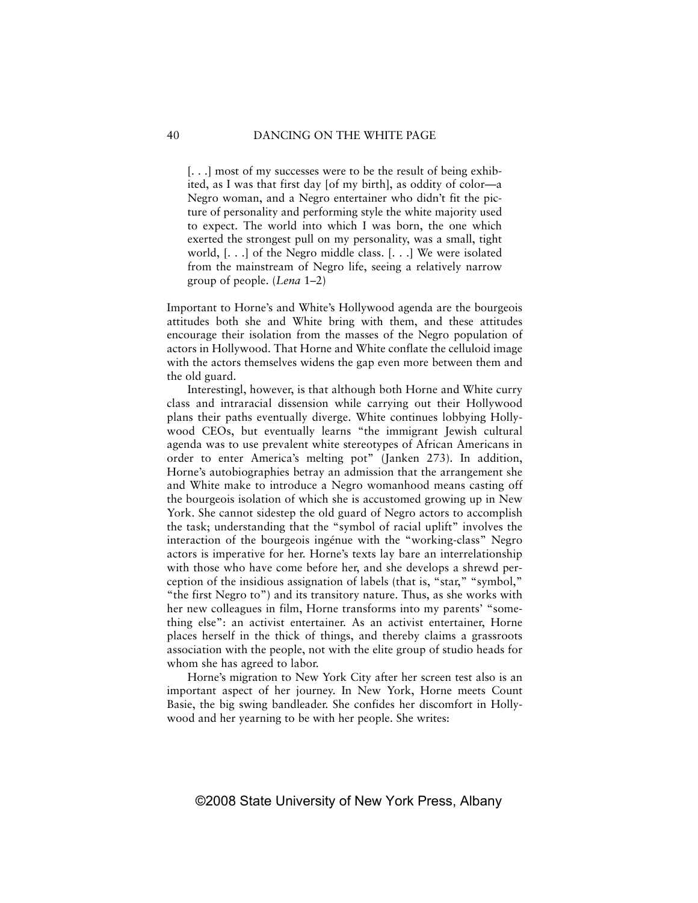> [. . .] most of my successes were to be the result of being exhibited, as I was that first day [of my birth], as oddity of color—a Negro woman, and a Negro entertainer who didn't fit the picture of personality and performing style the white majority used to expect. The world into which I was born, the one which exerted the strongest pull on my personality, was a small, tight world, [. . .] of the Negro middle class. [. . .] We were isolated from the mainstream of Negro life, seeing a relatively narrow group of people. (*Lena* 1–2)

Important to Horne's and White's Hollywood agenda are the bourgeois attitudes both she and White bring with them, and these attitudes encourage their isolation from the masses of the Negro population of actors in Hollywood. That Horne and White conflate the celluloid image with the actors themselves widens the gap even more between them and the old guard.

Interestingl, however, is that although both Horne and White curry class and intraracial dissension while carrying out their Hollywood plans their paths eventually diverge. White continues lobbying Hollywood CEOs, but eventually learns "the immigrant Jewish cultural agenda was to use prevalent white stereotypes of African Americans in order to enter America's melting pot" (Janken 273). In addition, Horne's autobiographies betray an admission that the arrangement she and White make to introduce a Negro womanhood means casting off the bourgeois isolation of which she is accustomed growing up in New York. She cannot sidestep the old guard of Negro actors to accomplish the task; understanding that the "symbol of racial uplift" involves the interaction of the bourgeois ingénue with the "working-class" Negro actors is imperative for her. Horne's texts lay bare an interrelationship with those who have come before her, and she develops a shrewd perception of the insidious assignation of labels (that is, "star," "symbol," "the first Negro to") and its transitory nature. Thus, as she works with her new colleagues in film, Horne transforms into my parents' "something else": an activist entertainer. As an activist entertainer, Horne places herself in the thick of things, and thereby claims a grassroots association with the people, not with the elite group of studio heads for whom she has agreed to labor.

Horne's migration to New York City after her screen test also is an important aspect of her journey. In New York, Horne meets Count Basie, the big swing bandleader. She confides her discomfort in Hollywood and her yearning to be with her people. She writes: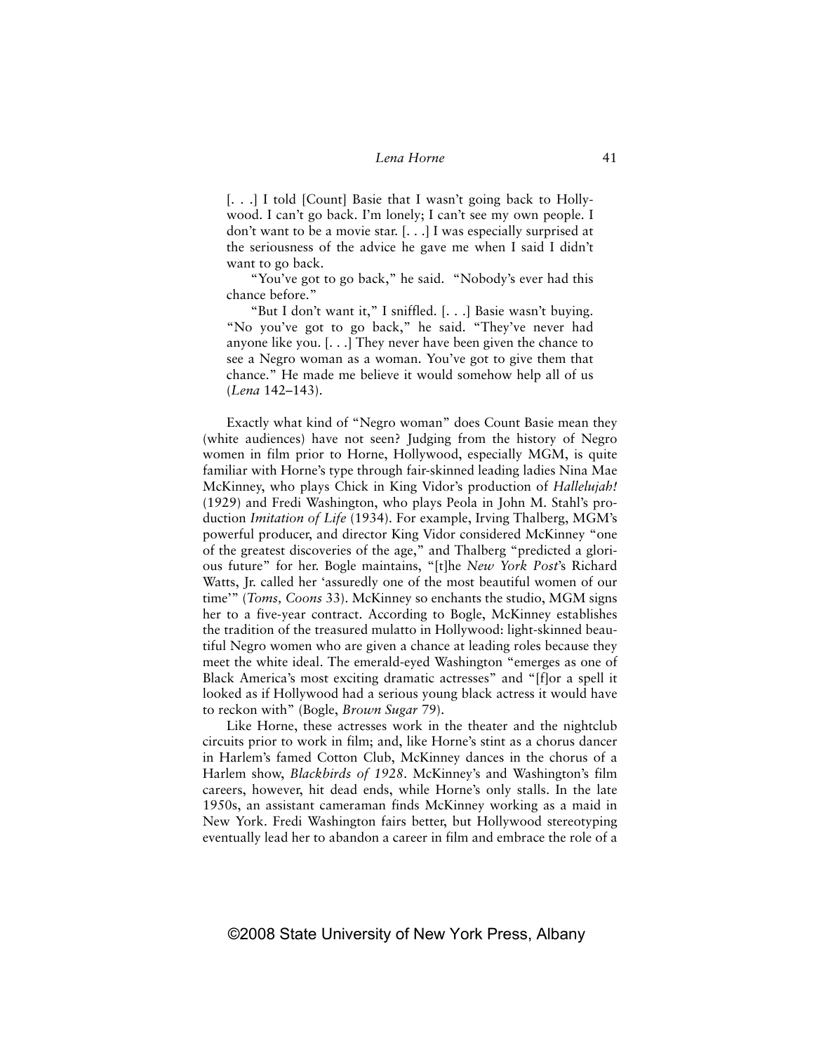> [. . .] I told [Count] Basie that I wasn't going back to Hollywood. I can't go back. I'm lonely; I can't see my own people. I don't want to be a movie star. [. . .] I was especially surprised at the seriousness of the advice he gave me when I said I didn't want to go back.
>
> "You've got to go back," he said. "Nobody's ever had this chance before."
>
> "But I don't want it," I sniffled. [. . .] Basie wasn't buying. "No you've got to go back," he said. "They've never had anyone like you. [. . .] They never have been given the chance to see a Negro woman as a woman. You've got to give them that chance." He made me believe it would somehow help all of us (*Lena* 142–143).

Exactly what kind of "Negro woman" does Count Basie mean they (white audiences) have not seen? Judging from the history of Negro women in film prior to Horne, Hollywood, especially MGM, is quite familiar with Horne's type through fair-skinned leading ladies Nina Mae McKinney, who plays Chick in King Vidor's production of *Hallelujah!* (1929) and Fredi Washington, who plays Peola in John M. Stahl's production *Imitation of Life* (1934). For example, Irving Thalberg, MGM's powerful producer, and director King Vidor considered McKinney "one of the greatest discoveries of the age," and Thalberg "predicted a glorious future" for her. Bogle maintains, "[t]he *New York Post*'s Richard Watts, Jr. called her 'assuredly one of the most beautiful women of our time'" (*Toms, Coons* 33). McKinney so enchants the studio, MGM signs her to a five-year contract. According to Bogle, McKinney establishes the tradition of the treasured mulatto in Hollywood: light-skinned beautiful Negro women who are given a chance at leading roles because they meet the white ideal. The emerald-eyed Washington "emerges as one of Black America's most exciting dramatic actresses" and "[f]or a spell it looked as if Hollywood had a serious young black actress it would have to reckon with" (Bogle, *Brown Sugar* 79).

Like Horne, these actresses work in the theater and the nightclub circuits prior to work in film; and, like Horne's stint as a chorus dancer in Harlem's famed Cotton Club, McKinney dances in the chorus of a Harlem show, *Blackbirds of 1928*. McKinney's and Washington's film careers, however, hit dead ends, while Horne's only stalls. In the late 1950s, an assistant cameraman finds McKinney working as a maid in New York. Fredi Washington fairs better, but Hollywood stereotyping eventually lead her to abandon a career in film and embrace the role of a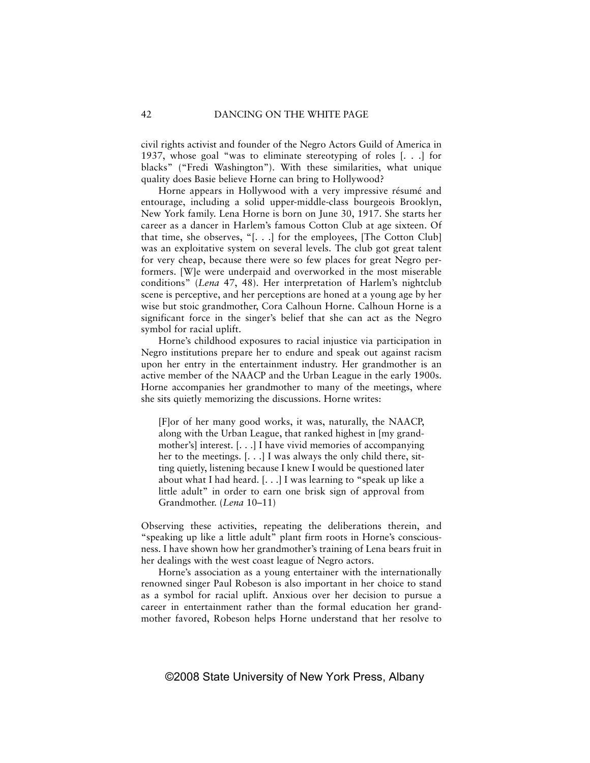civil rights activist and founder of the Negro Actors Guild of America in 1937, whose goal "was to eliminate stereotyping of roles [. . .] for blacks" ("Fredi Washington"). With these similarities, what unique quality does Basie believe Horne can bring to Hollywood?

Horne appears in Hollywood with a very impressive résumé and entourage, including a solid upper-middle-class bourgeois Brooklyn, New York family. Lena Horne is born on June 30, 1917. She starts her career as a dancer in Harlem's famous Cotton Club at age sixteen. Of that time, she observes, "[. . .] for the employees, [The Cotton Club] was an exploitative system on several levels. The club got great talent for very cheap, because there were so few places for great Negro performers. [W]e were underpaid and overworked in the most miserable conditions" (*Lena* 47, 48). Her interpretation of Harlem's nightclub scene is perceptive, and her perceptions are honed at a young age by her wise but stoic grandmother, Cora Calhoun Horne. Calhoun Horne is a significant force in the singer's belief that she can act as the Negro symbol for racial uplift.

Horne's childhood exposures to racial injustice via participation in Negro institutions prepare her to endure and speak out against racism upon her entry in the entertainment industry. Her grandmother is an active member of the NAACP and the Urban League in the early 1900s. Horne accompanies her grandmother to many of the meetings, where she sits quietly memorizing the discussions. Horne writes:

> [F]or of her many good works, it was, naturally, the NAACP, along with the Urban League, that ranked highest in [my grandmother's] interest. [. . .] I have vivid memories of accompanying her to the meetings. [. . .] I was always the only child there, sitting quietly, listening because I knew I would be questioned later about what I had heard. [. . .] I was learning to "speak up like a little adult" in order to earn one brisk sign of approval from Grandmother. (*Lena* 10–11)

Observing these activities, repeating the deliberations therein, and "speaking up like a little adult" plant firm roots in Horne's consciousness. I have shown how her grandmother's training of Lena bears fruit in her dealings with the west coast league of Negro actors.

Horne's association as a young entertainer with the internationally renowned singer Paul Robeson is also important in her choice to stand as a symbol for racial uplift. Anxious over her decision to pursue a career in entertainment rather than the formal education her grandmother favored, Robeson helps Horne understand that her resolve to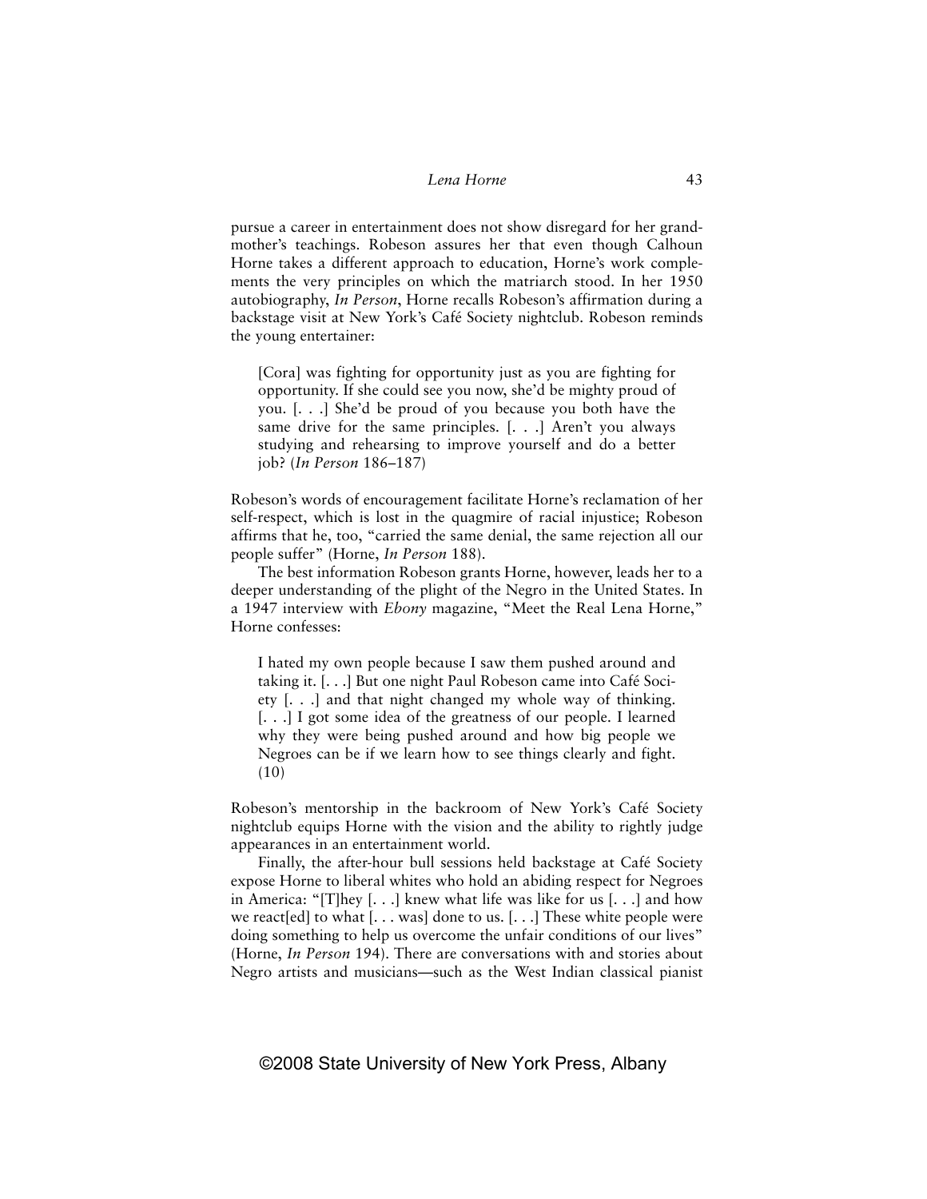pursue a career in entertainment does not show disregard for her grandmother's teachings. Robeson assures her that even though Calhoun Horne takes a different approach to education, Horne's work complements the very principles on which the matriarch stood. In her 1950 autobiography, *In Person*, Horne recalls Robeson's affirmation during a backstage visit at New York's Café Society nightclub. Robeson reminds the young entertainer:

> [Cora] was fighting for opportunity just as you are fighting for opportunity. If she could see you now, she'd be mighty proud of you. [. . .] She'd be proud of you because you both have the same drive for the same principles. [. . .] Aren't you always studying and rehearsing to improve yourself and do a better job? (*In Person* 186–187)

Robeson's words of encouragement facilitate Horne's reclamation of her self-respect, which is lost in the quagmire of racial injustice; Robeson affirms that he, too, "carried the same denial, the same rejection all our people suffer" (Horne, *In Person* 188).

The best information Robeson grants Horne, however, leads her to a deeper understanding of the plight of the Negro in the United States. In a 1947 interview with *Ebony* magazine, "Meet the Real Lena Horne," Horne confesses:

> I hated my own people because I saw them pushed around and taking it. [. . .] But one night Paul Robeson came into Café Society [. . .] and that night changed my whole way of thinking. [. . .] I got some idea of the greatness of our people. I learned why they were being pushed around and how big people we Negroes can be if we learn how to see things clearly and fight. (10)

Robeson's mentorship in the backroom of New York's Café Society nightclub equips Horne with the vision and the ability to rightly judge appearances in an entertainment world.

Finally, the after-hour bull sessions held backstage at Café Society expose Horne to liberal whites who hold an abiding respect for Negroes in America: "[T]hey [. . .] knew what life was like for us [. . .] and how we react[ed] to what [. . . was] done to us. [. . .] These white people were doing something to help us overcome the unfair conditions of our lives" (Horne, *In Person* 194). There are conversations with and stories about Negro artists and musicians—such as the West Indian classical pianist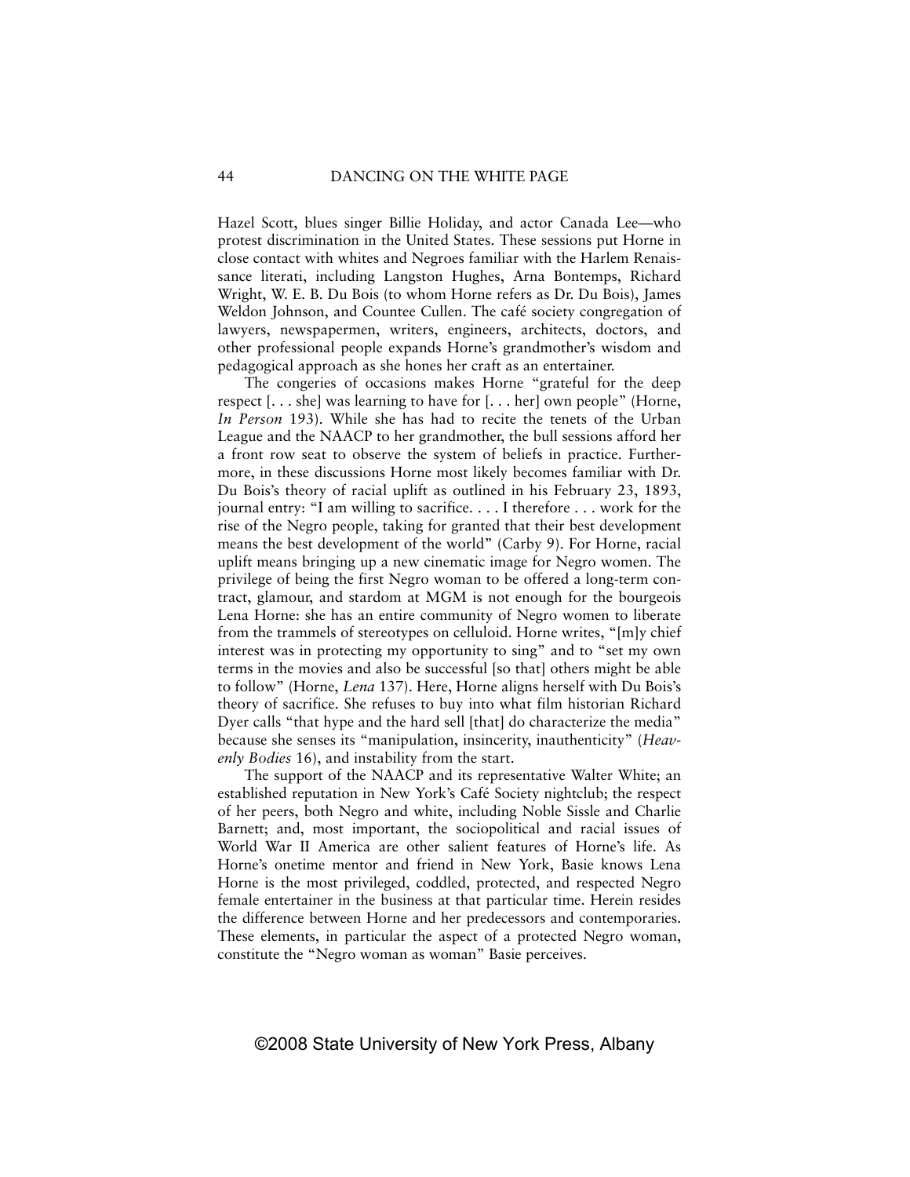Hazel Scott, blues singer Billie Holiday, and actor Canada Lee—who protest discrimination in the United States. These sessions put Horne in close contact with whites and Negroes familiar with the Harlem Renaissance literati, including Langston Hughes, Arna Bontemps, Richard Wright, W. E. B. Du Bois (to whom Horne refers as Dr. Du Bois), James Weldon Johnson, and Countee Cullen. The café society congregation of lawyers, newspapermen, writers, engineers, architects, doctors, and other professional people expands Horne's grandmother's wisdom and pedagogical approach as she hones her craft as an entertainer.

The congeries of occasions makes Horne "grateful for the deep respect [. . . she] was learning to have for [. . . her] own people" (Horne, *In Person* 193). While she has had to recite the tenets of the Urban League and the NAACP to her grandmother, the bull sessions afford her a front row seat to observe the system of beliefs in practice. Furthermore, in these discussions Horne most likely becomes familiar with Dr. Du Bois's theory of racial uplift as outlined in his February 23, 1893, journal entry: "I am willing to sacrifice. . . . I therefore . . . work for the rise of the Negro people, taking for granted that their best development means the best development of the world" (Carby 9). For Horne, racial uplift means bringing up a new cinematic image for Negro women. The privilege of being the first Negro woman to be offered a long-term contract, glamour, and stardom at MGM is not enough for the bourgeois Lena Horne: she has an entire community of Negro women to liberate from the trammels of stereotypes on celluloid. Horne writes, "[m]y chief interest was in protecting my opportunity to sing" and to "set my own terms in the movies and also be successful [so that] others might be able to follow" (Horne, *Lena* 137). Here, Horne aligns herself with Du Bois's theory of sacrifice. She refuses to buy into what film historian Richard Dyer calls "that hype and the hard sell [that] do characterize the media" because she senses its "manipulation, insincerity, inauthenticity" (*Heavenly Bodies* 16), and instability from the start.

The support of the NAACP and its representative Walter White; an established reputation in New York's Café Society nightclub; the respect of her peers, both Negro and white, including Noble Sissle and Charlie Barnett; and, most important, the sociopolitical and racial issues of World War II America are other salient features of Horne's life. As Horne's onetime mentor and friend in New York, Basie knows Lena Horne is the most privileged, coddled, protected, and respected Negro female entertainer in the business at that particular time. Herein resides the difference between Horne and her predecessors and contemporaries. These elements, in particular the aspect of a protected Negro woman, constitute the "Negro woman as woman" Basie perceives.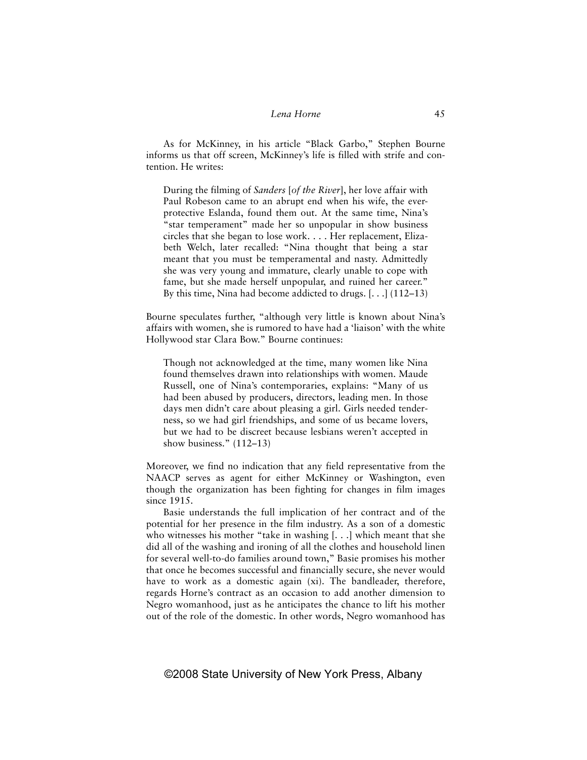As for McKinney, in his article "Black Garbo," Stephen Bourne informs us that off screen, McKinney's life is filled with strife and contention. He writes:

> During the filming of *Sanders* [*of the River*], her love affair with Paul Robeson came to an abrupt end when his wife, the ever-protective Eslanda, found them out. At the same time, Nina's "star temperament" made her so unpopular in show business circles that she began to lose work. . . . Her replacement, Elizabeth Welch, later recalled: "Nina thought that being a star meant that you must be temperamental and nasty. Admittedly she was very young and immature, clearly unable to cope with fame, but she made herself unpopular, and ruined her career." By this time, Nina had become addicted to drugs. [. . .] (112–13)

Bourne speculates further, "although very little is known about Nina's affairs with women, she is rumored to have had a 'liaison' with the white Hollywood star Clara Bow." Bourne continues:

> Though not acknowledged at the time, many women like Nina found themselves drawn into relationships with women. Maude Russell, one of Nina's contemporaries, explains: "Many of us had been abused by producers, directors, leading men. In those days men didn't care about pleasing a girl. Girls needed tenderness, so we had girl friendships, and some of us became lovers, but we had to be discreet because lesbians weren't accepted in show business." (112–13)

Moreover, we find no indication that any field representative from the NAACP serves as agent for either McKinney or Washington, even though the organization has been fighting for changes in film images since 1915.

Basie understands the full implication of her contract and of the potential for her presence in the film industry. As a son of a domestic who witnesses his mother "take in washing [. . .] which meant that she did all of the washing and ironing of all the clothes and household linen for several well-to-do families around town," Basie promises his mother that once he becomes successful and financially secure, she never would have to work as a domestic again (xi). The bandleader, therefore, regards Horne's contract as an occasion to add another dimension to Negro womanhood, just as he anticipates the chance to lift his mother out of the role of the domestic. In other words, Negro womanhood has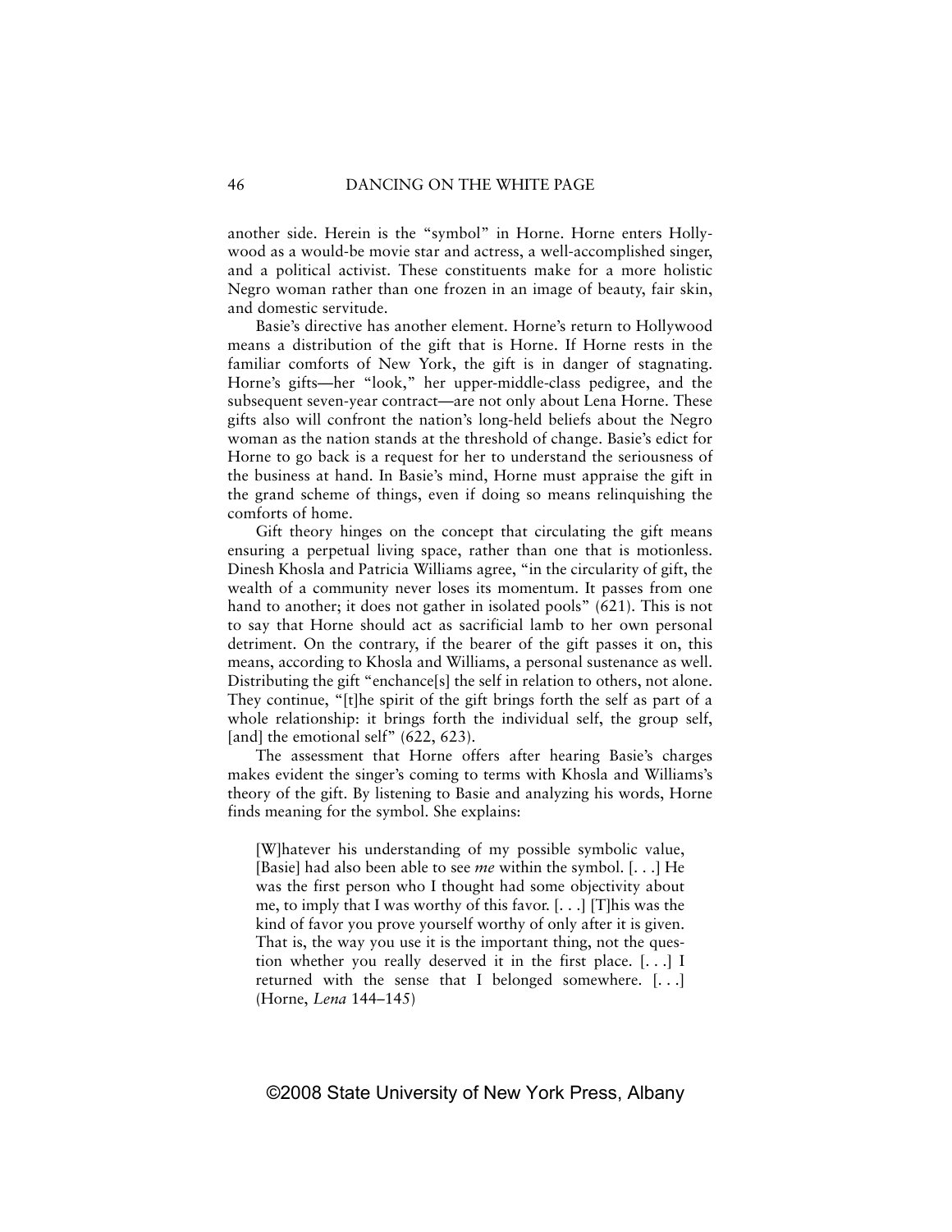another side. Herein is the "symbol" in Horne. Horne enters Hollywood as a would-be movie star and actress, a well-accomplished singer, and a political activist. These constituents make for a more holistic Negro woman rather than one frozen in an image of beauty, fair skin, and domestic servitude.

Basie's directive has another element. Horne's return to Hollywood means a distribution of the gift that is Horne. If Horne rests in the familiar comforts of New York, the gift is in danger of stagnating. Horne's gifts—her "look," her upper-middle-class pedigree, and the subsequent seven-year contract—are not only about Lena Horne. These gifts also will confront the nation's long-held beliefs about the Negro woman as the nation stands at the threshold of change. Basie's edict for Horne to go back is a request for her to understand the seriousness of the business at hand. In Basie's mind, Horne must appraise the gift in the grand scheme of things, even if doing so means relinquishing the comforts of home.

Gift theory hinges on the concept that circulating the gift means ensuring a perpetual living space, rather than one that is motionless. Dinesh Khosla and Patricia Williams agree, "in the circularity of gift, the wealth of a community never loses its momentum. It passes from one hand to another; it does not gather in isolated pools" (621). This is not to say that Horne should act as sacrificial lamb to her own personal detriment. On the contrary, if the bearer of the gift passes it on, this means, according to Khosla and Williams, a personal sustenance as well. Distributing the gift "enchance[s] the self in relation to others, not alone. They continue, "[t]he spirit of the gift brings forth the self as part of a whole relationship: it brings forth the individual self, the group self, [and] the emotional self" (622, 623).

The assessment that Horne offers after hearing Basie's charges makes evident the singer's coming to terms with Khosla and Williams's theory of the gift. By listening to Basie and analyzing his words, Horne finds meaning for the symbol. She explains:

> [W]hatever his understanding of my possible symbolic value, [Basie] had also been able to see *me* within the symbol. [. . .] He was the first person who I thought had some objectivity about me, to imply that I was worthy of this favor. [. . .] [T]his was the kind of favor you prove yourself worthy of only after it is given. That is, the way you use it is the important thing, not the question whether you really deserved it in the first place. [. . .] I returned with the sense that I belonged somewhere. [. . .] (Horne, *Lena* 144–145)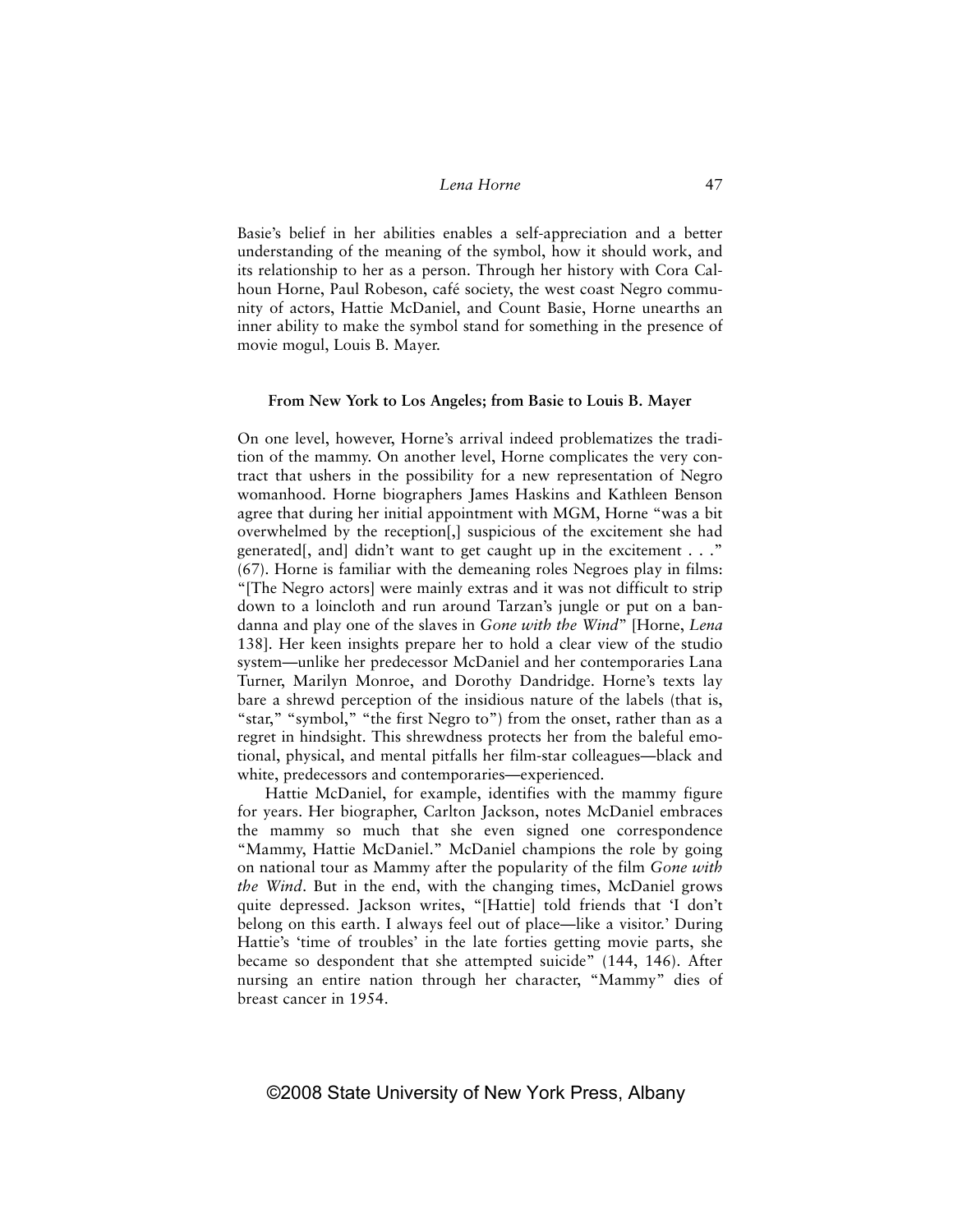Basie's belief in her abilities enables a self-appreciation and a better understanding of the meaning of the symbol, how it should work, and its relationship to her as a person. Through her history with Cora Calhoun Horne, Paul Robeson, café society, the west coast Negro community of actors, Hattie McDaniel, and Count Basie, Horne unearths an inner ability to make the symbol stand for something in the presence of movie mogul, Louis B. Mayer.

### From New York to Los Angeles; from Basie to Louis B. Mayer

On one level, however, Horne's arrival indeed problematizes the tradition of the mammy. On another level, Horne complicates the very contract that ushers in the possibility for a new representation of Negro womanhood. Horne biographers James Haskins and Kathleen Benson agree that during her initial appointment with MGM, Horne "was a bit overwhelmed by the reception[,] suspicious of the excitement she had generated[, and] didn't want to get caught up in the excitement . . ." (67). Horne is familiar with the demeaning roles Negroes play in films: "[The Negro actors] were mainly extras and it was not difficult to strip down to a loincloth and run around Tarzan's jungle or put on a bandanna and play one of the slaves in *Gone with the Wind*" [Horne, *Lena* 138]. Her keen insights prepare her to hold a clear view of the studio system—unlike her predecessor McDaniel and her contemporaries Lana Turner, Marilyn Monroe, and Dorothy Dandridge. Horne's texts lay bare a shrewd perception of the insidious nature of the labels (that is, "star," "symbol," "the first Negro to") from the onset, rather than as a regret in hindsight. This shrewdness protects her from the baleful emotional, physical, and mental pitfalls her film-star colleagues—black and white, predecessors and contemporaries—experienced.

Hattie McDaniel, for example, identifies with the mammy figure for years. Her biographer, Carlton Jackson, notes McDaniel embraces the mammy so much that she even signed one correspondence "Mammy, Hattie McDaniel." McDaniel champions the role by going on national tour as Mammy after the popularity of the film *Gone with the Wind*. But in the end, with the changing times, McDaniel grows quite depressed. Jackson writes, "[Hattie] told friends that 'I don't belong on this earth. I always feel out of place—like a visitor.' During Hattie's 'time of troubles' in the late forties getting movie parts, she became so despondent that she attempted suicide" (144, 146). After nursing an entire nation through her character, "Mammy" dies of breast cancer in 1954.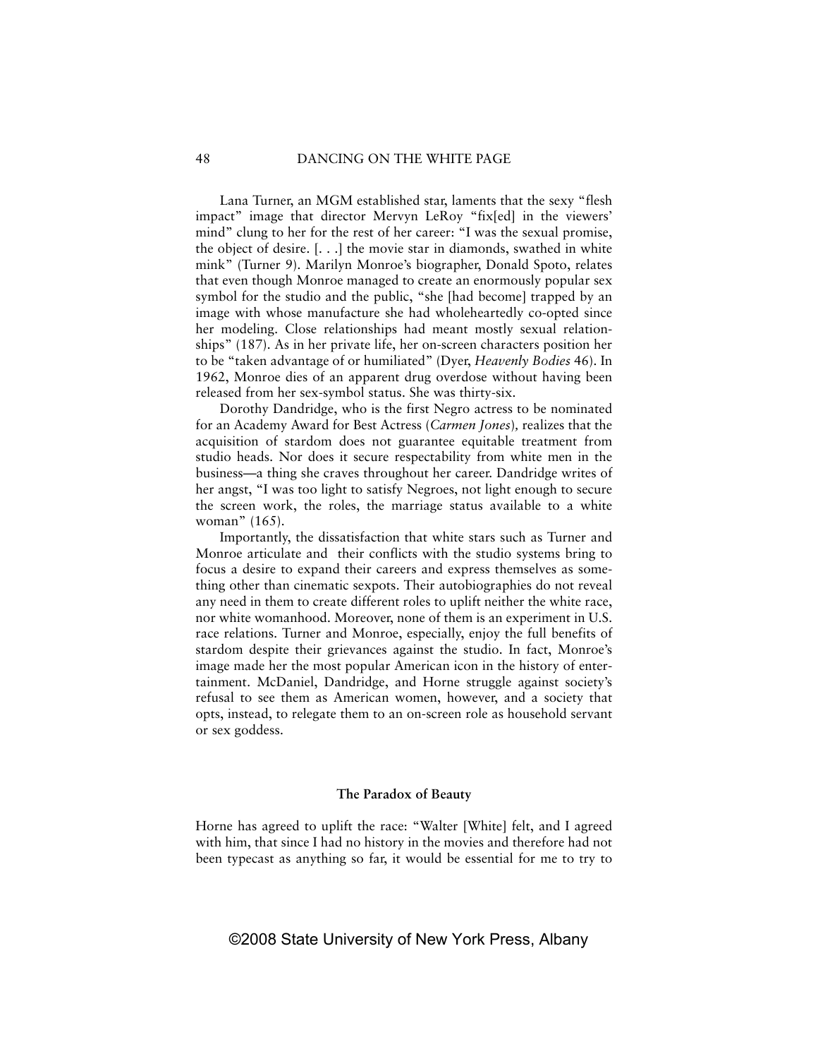Lana Turner, an MGM established star, laments that the sexy "flesh impact" image that director Mervyn LeRoy "fix[ed] in the viewers' mind" clung to her for the rest of her career: "I was the sexual promise, the object of desire. [. . .] the movie star in diamonds, swathed in white mink" (Turner 9). Marilyn Monroe's biographer, Donald Spoto, relates that even though Monroe managed to create an enormously popular sex symbol for the studio and the public, "she [had become] trapped by an image with whose manufacture she had wholeheartedly co-opted since her modeling. Close relationships had meant mostly sexual relationships" (187). As in her private life, her on-screen characters position her to be "taken advantage of or humiliated" (Dyer, *Heavenly Bodies* 46). In 1962, Monroe dies of an apparent drug overdose without having been released from her sex-symbol status. She was thirty-six.

Dorothy Dandridge, who is the first Negro actress to be nominated for an Academy Award for Best Actress (*Carmen Jones*), realizes that the acquisition of stardom does not guarantee equitable treatment from studio heads. Nor does it secure respectability from white men in the business—a thing she craves throughout her career. Dandridge writes of her angst, "I was too light to satisfy Negroes, not light enough to secure the screen work, the roles, the marriage status available to a white woman" (165).

Importantly, the dissatisfaction that white stars such as Turner and Monroe articulate and their conflicts with the studio systems bring to focus a desire to expand their careers and express themselves as something other than cinematic sexpots. Their autobiographies do not reveal any need in them to create different roles to uplift neither the white race, nor white womanhood. Moreover, none of them is an experiment in U.S. race relations. Turner and Monroe, especially, enjoy the full benefits of stardom despite their grievances against the studio. In fact, Monroe's image made her the most popular American icon in the history of entertainment. McDaniel, Dandridge, and Horne struggle against society's refusal to see them as American women, however, and a society that opts, instead, to relegate them to an on-screen role as household servant or sex goddess.

### The Paradox of Beauty

Horne has agreed to uplift the race: "Walter [White] felt, and I agreed with him, that since I had no history in the movies and therefore had not been typecast as anything so far, it would be essential for me to try to